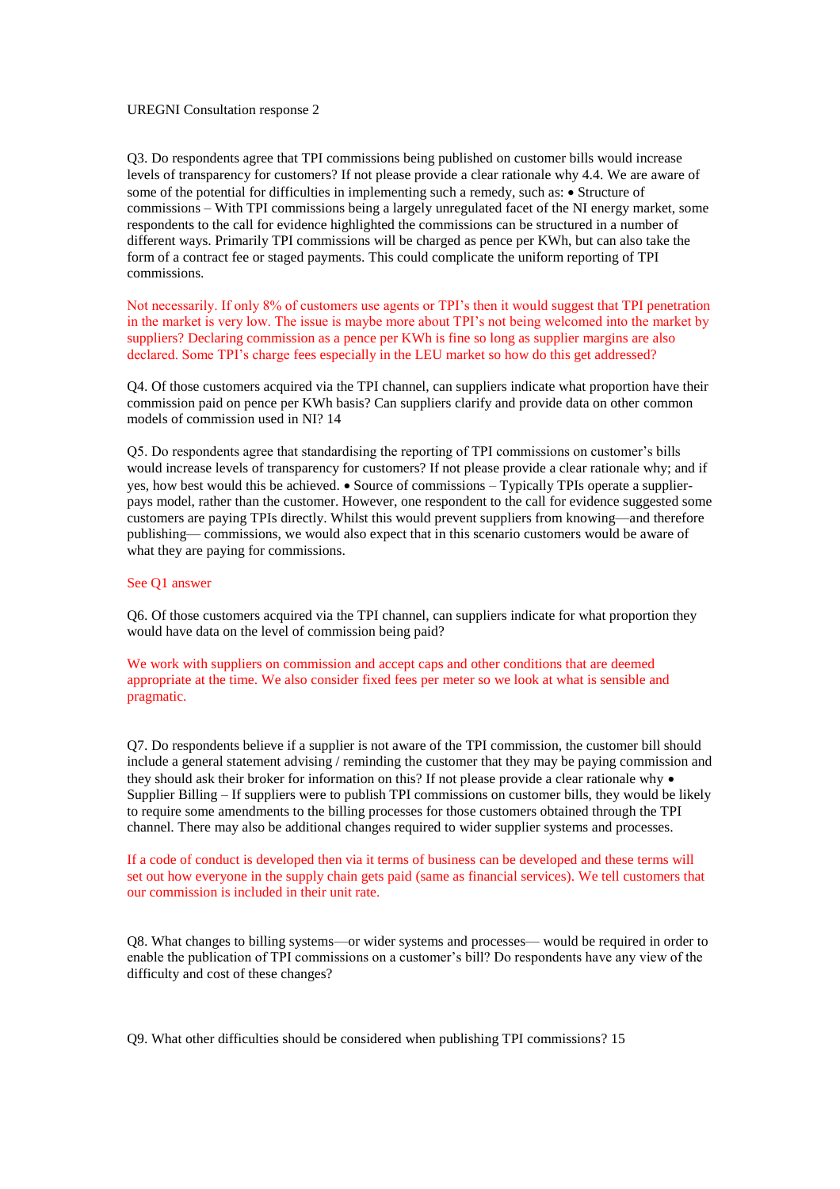UREGNI Consultation response 2

Q3. Do respondents agree that TPI commissions being published on customer bills would increase levels of transparency for customers? If not please provide a clear rationale why 4.4. We are aware of some of the potential for difficulties in implementing such a remedy, such as: • Structure of commissions – With TPI commissions being a largely unregulated facet of the NI energy market, some respondents to the call for evidence highlighted the commissions can be structured in a number of different ways. Primarily TPI commissions will be charged as pence per KWh, but can also take the form of a contract fee or staged payments. This could complicate the uniform reporting of TPI commissions.

Not necessarily. If only 8% of customers use agents or TPI's then it would suggest that TPI penetration in the market is very low. The issue is maybe more about TPI's not being welcomed into the market by suppliers? Declaring commission as a pence per KWh is fine so long as supplier margins are also declared. Some TPI's charge fees especially in the LEU market so how do this get addressed?

Q4. Of those customers acquired via the TPI channel, can suppliers indicate what proportion have their commission paid on pence per KWh basis? Can suppliers clarify and provide data on other common models of commission used in NI? 14

Q5. Do respondents agree that standardising the reporting of TPI commissions on customer's bills would increase levels of transparency for customers? If not please provide a clear rationale why; and if yes, how best would this be achieved. • Source of commissions – Typically TPIs operate a supplier-pays model, rather than the customer. However, one respondent to the call for evidence suggested some customers are paying TPIs directly. Whilst this would prevent suppliers from knowing—and therefore publishing— commissions, we would also expect that in this scenario customers would be aware of what they are paying for commissions.

See Q1 answer

Q6. Of those customers acquired via the TPI channel, can suppliers indicate for what proportion they would have data on the level of commission being paid?

We work with suppliers on commission and accept caps and other conditions that are deemed appropriate at the time. We also consider fixed fees per meter so we look at what is sensible and pragmatic.

Q7. Do respondents believe if a supplier is not aware of the TPI commission, the customer bill should include a general statement advising / reminding the customer that they may be paying commission and they should ask their broker for information on this? If not please provide a clear rationale why • Supplier Billing – If suppliers were to publish TPI commissions on customer bills, they would be likely to require some amendments to the billing processes for those customers obtained through the TPI channel. There may also be additional changes required to wider supplier systems and processes.

If a code of conduct is developed then via it terms of business can be developed and these terms will set out how everyone in the supply chain gets paid (same as financial services). We tell customers that our commission is included in their unit rate.

Q8. What changes to billing systems—or wider systems and processes— would be required in order to enable the publication of TPI commissions on a customer's bill? Do respondents have any view of the difficulty and cost of these changes?

Q9. What other difficulties should be considered when publishing TPI commissions? 15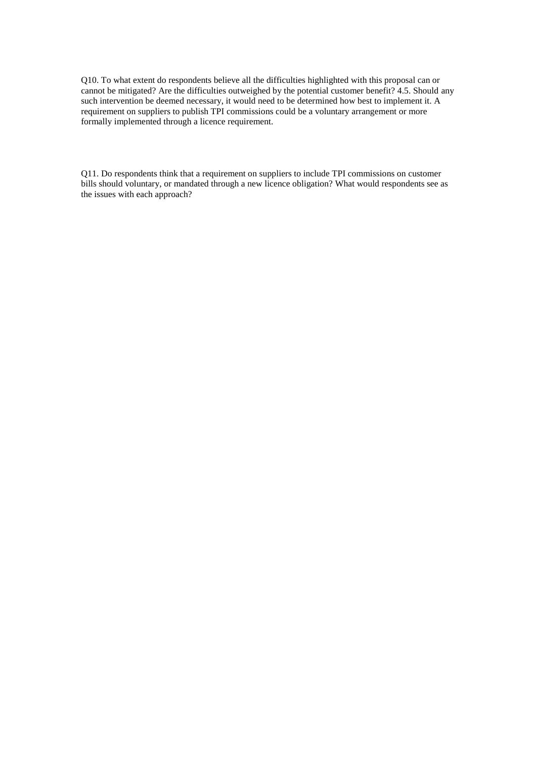Q10. To what extent do respondents believe all the difficulties highlighted with this proposal can or cannot be mitigated? Are the difficulties outweighed by the potential customer benefit? 4.5. Should any such intervention be deemed necessary, it would need to be determined how best to implement it. A requirement on suppliers to publish TPI commissions could be a voluntary arrangement or more formally implemented through a licence requirement.

Q11. Do respondents think that a requirement on suppliers to include TPI commissions on customer bills should voluntary, or mandated through a new licence obligation? What would respondents see as the issues with each approach?